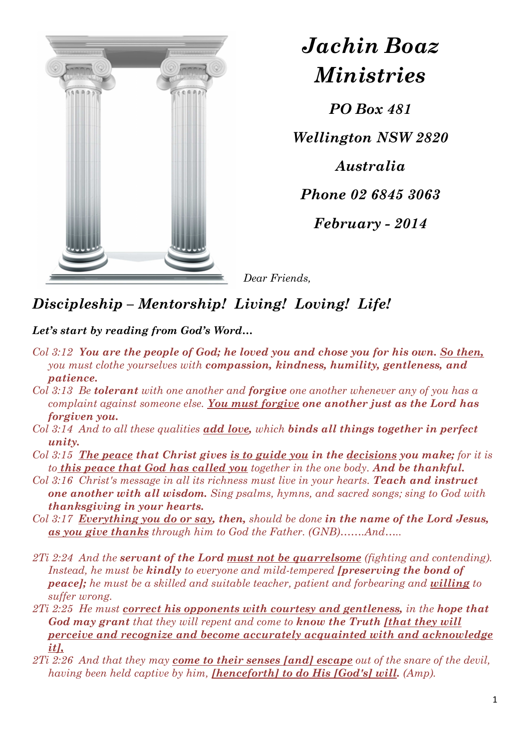# *Jachin Boaz Ministries*

***PO Box 481***

***Wellington NSW 2820***

***Australia***

***Phone 02 6845 3063***

***February - 2014***

*Dear Friends,*

## *Discipleship – Mentorship! Living! Loving! Life!*

***Let's start by reading from God's Word…***

*Col 3:12* ***You are the people of God; he loved you and chose you for his own.*** *So then, you must clothe yourselves with* ***compassion, kindness, humility, gentleness, and patience.***

*Col 3:13 Be* ***tolerant*** *with one another and* ***forgive*** *one another whenever any of you has a complaint against someone else.* ***You must forgive one another just as the Lord has forgiven you.***

*Col 3:14 And to all these qualities* ***add love,*** *which* ***binds all things together in perfect unity.***

*Col 3:15* ***The peace that Christ gives is to guide you in the decisions you make;*** *for it is to* ***this peace that God has called you*** *together in the one body.* ***And be thankful.***

*Col 3:16 Christ's message in all its richness must live in your hearts.* ***Teach and instruct one another with all wisdom.*** *Sing psalms, hymns, and sacred songs; sing to God with* ***thanksgiving in your hearts.***

*Col 3:17* ***Everything you do or say, then,*** *should be done* ***in the name of the Lord Jesus, as you give thanks*** *through him to God the Father. (GNB)…….And…..*

*2Ti 2:24 And the* ***servant of the Lord must not be quarrelsome*** *(fighting and contending). Instead, he must be* ***kindly*** *to everyone and mild-tempered* ***[preserving the bond of peace];*** *he must be a skilled and suitable teacher, patient and forbearing and* ***willing*** *to suffer wrong.*

*2Ti 2:25 He must* ***correct his opponents with courtesy and gentleness,*** *in the* ***hope that God may grant*** *that they will repent and come to* ***know the Truth [that they will perceive and recognize and become accurately acquainted with and acknowledge it],***

*2Ti 2:26 And that they may* ***come to their senses [and] escape*** *out of the snare of the devil, having been held captive by him,* ***[henceforth] to do His [God's] will.*** *(Amp).*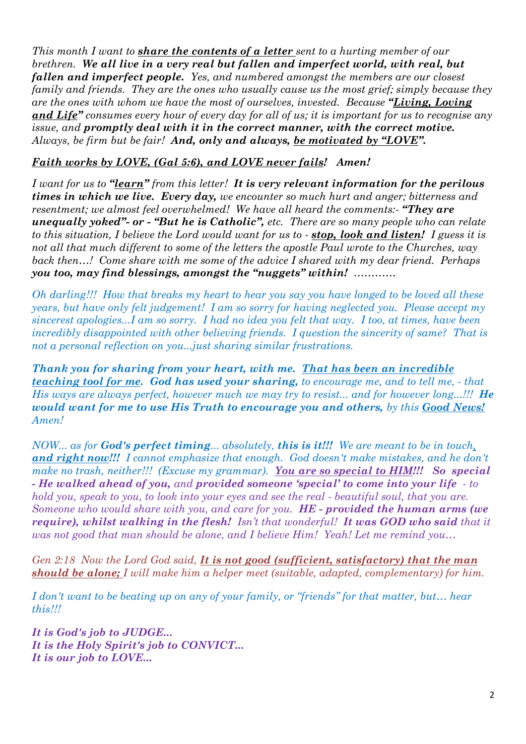*This month I want to **share the contents of a letter** sent to a hurting member of our brethren. **We all live in a very real but fallen and imperfect world, with real, but fallen and imperfect people.** Yes, and numbered amongst the members are our closest family and friends. They are the ones who usually cause us the most grief; simply because they are the ones with whom we have the most of ourselves, invested. Because **"Living, Loving and Life"** consumes every hour of every day for all of us; it is important for us to recognise any issue, and **promptly deal with it in the correct manner, with the correct motive.** Always, be firm but be fair! **And, only and always, be motivated by "LOVE".***

***Faith works by LOVE, (Gal 5:6), and LOVE never fails! Amen!***

*I want for us to **"learn"** from this letter! **It is very relevant information for the perilous times in which we live. Every day,** we encounter so much hurt and anger; bitterness and resentment; we almost feel overwhelmed! We have all heard the comments:- **"They are unequally yoked"- or - "But he is Catholic",** etc. There are so many people who can relate to this situation, I believe the Lord would want for us to - **stop, look and listen!** I guess it is not all that much different to some of the letters the apostle Paul wrote to the Churches, way back then…! Come share with me some of the advice I shared with my dear friend. Perhaps **you too, may find blessings, amongst the "nuggets" within!** …………*

*Oh darling!!! How that breaks my heart to hear you say you have longed to be loved all these years, but have only felt judgement! I am so sorry for having neglected you. Please accept my sincerest apologies...I am so sorry. I had no idea you felt that way. I too, at times, have been incredibly disappointed with other believing friends. I question the sincerity of same? That is not a personal reflection on you...just sharing similar frustrations.*

***Thank you for sharing from your heart, with me. That has been an incredible teaching tool for me. God has used your sharing,** to encourage me, and to tell me, - that His ways are always perfect, however much we may try to resist... and for however long...!!! **He would want for me to use His Truth to encourage you and others,** by this **Good News!** Amen!*

*NOW... as for **God's perfect timing**... absolutely, **this is it!!!** We are meant to be in touch, **and right now!!!** I cannot emphasize that enough. God doesn't make mistakes, and he don't make no trash, neither!!! (Excuse my grammar). **You are so special to HIM!!! So special - He walked ahead of you,** and **provided someone 'special' to come into your life** - to hold you, speak to you, to look into your eyes and see the real - beautiful soul, that you are. Someone who would share with you, and care for you. **HE - provided the human arms (we require), whilst walking in the flesh!** Isn't that wonderful! **It was GOD who said** that it was not good that man should be alone, and I believe Him! Yeah! Let me remind you…*

*Gen 2:18 Now the Lord God said, **It is not good (sufficient, satisfactory) that the man should be alone;** I will make him a helper meet (suitable, adapted, complementary) for him.*

*I don't want to be beating up on any of your family, or "friends" for that matter, but… hear this!!!*

***It is God's job to JUDGE...***
***It is the Holy Spirit's job to CONVICT...***
***It is our job to LOVE...***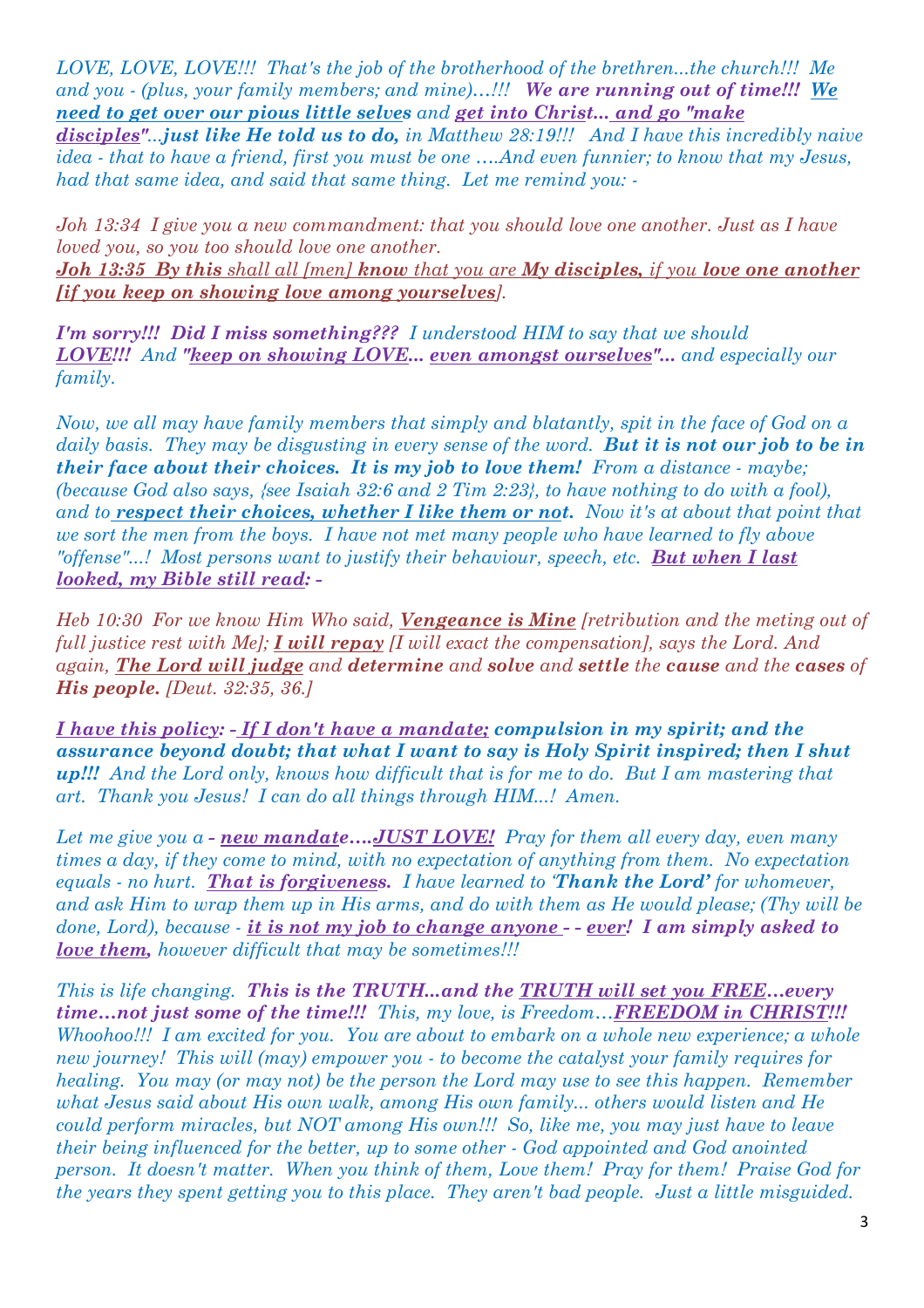*LOVE, LOVE, LOVE!!! That's the job of the brotherhood of the brethren...the church!!! Me and you - (plus, your family members; and mine)…!!! **We are running out of time!!! We need to get over our pious little selves** and **get into Christ... and go "make disciples"**...**just like He told us to do,** in Matthew 28:19!!! And I have this incredibly naive idea - that to have a friend, first you must be one ….And even funnier; to know that my Jesus, had that same idea, and said that same thing. Let me remind you: -*

*Joh 13:34 I give you a new commandment: that you should love one another. Just as I have loved you, so you too should love one another.*
***Joh 13:35 By this** shall all [men] **know** that you are **My disciples,** if you **love one another [if you keep on showing love among yourselves]**.*

***I'm sorry!!! Did I miss something???** I understood HIM to say that we should **LOVE!!!** And **"keep on showing LOVE... even amongst ourselves"...** and especially our family.*

*Now, we all may have family members that simply and blatantly, spit in the face of God on a daily basis. They may be disgusting in every sense of the word. **But it is not our job to be in their face about their choices. It is my job to love them!** From a distance - maybe; (because God also says, {see Isaiah 32:6 and 2 Tim 2:23}, to have nothing to do with a fool), and to **respect their choices, whether I like them or not.** Now it's at about that point that we sort the men from the boys. I have not met many people who have learned to fly above "offense"...! Most persons want to justify their behaviour, speech, etc. **But when I last looked, my Bible still read: -***

*Heb 10:30 For we know Him Who said, **Vengeance is Mine** [retribution and the meting out of full justice rest with Me]; **I will repay** [I will exact the compensation], says the Lord. And again, **The Lord will judge** and **determine** and **solve** and **settle** the **cause** and the **cases** of **His people.** [Deut. 32:35, 36.]*

***I have this policy: - If I don't have a mandate; compulsion in my spirit; and the assurance beyond doubt; that what I want to say is Holy Spirit inspired; then I shut up!!!** And the Lord only, knows how difficult that is for me to do. But I am mastering that art. Thank you Jesus! I can do all things through HIM...! Amen.*

*Let me give you a **- new mandate….JUST LOVE!** Pray for them all every day, even many times a day, if they come to mind, with no expectation of anything from them. No expectation equals - no hurt. **That is forgiveness.** I have learned to '**Thank the Lord'** for whomever, and ask Him to wrap them up in His arms, and do with them as He would please; (Thy will be done, Lord), because - **it is not my job to change anyone - - ever! I am simply asked to love them,** however difficult that may be sometimes!!!*

*This is life changing. **This is the TRUTH...and the TRUTH will set you FREE...every time…not just some of the time!!!** This, my love, is Freedom…**FREEDOM in CHRIST!!!** Whoohoo!!! I am excited for you. You are about to embark on a whole new experience; a whole new journey! This will (may) empower you - to become the catalyst your family requires for healing. You may (or may not) be the person the Lord may use to see this happen. Remember what Jesus said about His own walk, among His own family... others would listen and He could perform miracles, but NOT among His own!!! So, like me, you may just have to leave their being influenced for the better, up to some other - God appointed and God anointed person. It doesn't matter. When you think of them, Love them! Pray for them! Praise God for the years they spent getting you to this place. They aren't bad people. Just a little misguided.*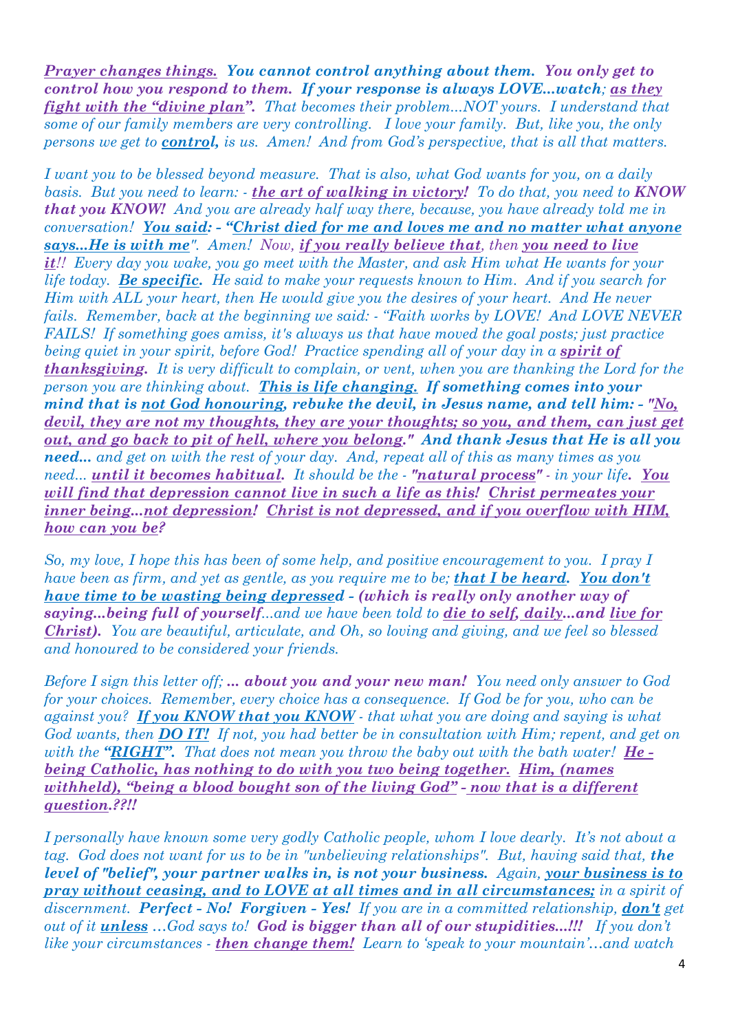***Prayer changes things.*** ***You cannot control anything about them. You only get to control how you respond to them. If your response is always LOVE…watch; as they fight with the "divine plan".*** *That becomes their problem…NOT yours. I understand that some of our family members are very controlling. I love your family. But, like you, the only persons we get to* ***control,*** *is us. Amen! And from God's perspective, that is all that matters.*

*I want you to be blessed beyond measure. That is also, what God wants for you, on a daily basis. But you need to learn: -* ***the art of walking in victory!*** *To do that, you need to* ***KNOW that you KNOW!*** *And you are already half way there, because, you have already told me in conversation!* ***You said: - "Christ died for me and loves me and no matter what anyone says…He is with me"****. Amen! Now,* ***if you really believe that****, then* ***you need to live it****!! Every day you wake, you go meet with the Master, and ask Him what He wants for your life today.* ***Be specific.*** *He said to make your requests known to Him. And if you search for Him with ALL your heart, then He would give you the desires of your heart. And He never fails. Remember, back at the beginning we said: - "Faith works by LOVE! And LOVE NEVER FAILS! If something goes amiss, it's always us that have moved the goal posts; just practice being quiet in your spirit, before God! Practice spending all of your day in a* ***spirit of thanksgiving.*** *It is very difficult to complain, or vent, when you are thanking the Lord for the person you are thinking about.* ***This is life changing. If something comes into your mind that is not God honouring, rebuke the devil, in Jesus name, and tell him: - "No, devil, they are not my thoughts, they are your thoughts; so you, and them, can just get out, and go back to pit of hell, where you belong." And thank Jesus that He is all you need…*** *and get on with the rest of your day. And, repeat all of this as many times as you need…* ***until it becomes habitual.*** *It should be the -* ***"natural process"*** *- in your life.* ***You will find that depression cannot live in such a life as this! Christ permeates your inner being…not depression! Christ is not depressed, and if you overflow with HIM, how can you be?***

*So, my love, I hope this has been of some help, and positive encouragement to you. I pray I have been as firm, and yet as gentle, as you require me to be;* ***that I be heard. You don't have time to be wasting being depressed - (which is really only another way of saying…being full of yourself****…and we have been told to* ***die to self, daily…and live for Christ).*** *You are beautiful, articulate, and Oh, so loving and giving, and we feel so blessed and honoured to be considered your friends.*

*Before I sign this letter off;* ***… about you and your new man!*** *You need only answer to God for your choices. Remember, every choice has a consequence. If God be for you, who can be against you?* ***If you KNOW that you KNOW*** *- that what you are doing and saying is what God wants, then* ***DO IT!*** *If not, you had better be in consultation with Him; repent, and get on with the* ***"RIGHT".*** *That does not mean you throw the baby out with the bath water!* ***He - being Catholic, has nothing to do with you two being together. Him, (names withheld), "being a blood bought son of the living God" - now that is a different question.??!!***

*I personally have known some very godly Catholic people, whom I love dearly. It's not about a tag. God does not want for us to be in "unbelieving relationships". But, having said that,* ***the level of "belief", your partner walks in, is not your business.*** *Again,* ***your business is to pray without ceasing, and to LOVE at all times and in all circumstances;*** *in a spirit of discernment.* ***Perfect - No! Forgiven - Yes!*** *If you are in a committed relationship,* ***don't*** *get out of it* ***unless*** *…God says to!* ***God is bigger than all of our stupidities…!!!*** *If you don't like your circumstances -* ***then change them!*** *Learn to 'speak to your mountain'…and watch*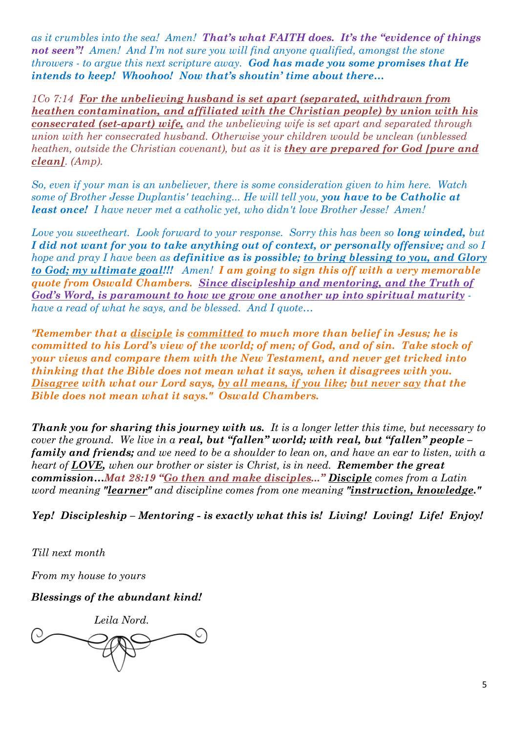*as it crumbles into the sea! Amen!* ***That's what FAITH does. It's the "evidence of things not seen"!*** *Amen! And I'm not sure you will find anyone qualified, amongst the stone throwers - to argue this next scripture away.* ***God has made you some promises that He intends to keep! Whoohoo! Now that's shoutin' time about there…***

*1Co 7:14* ***<u>For the unbelieving husband is set apart (separated, withdrawn from heathen contamination, and affiliated with the Christian people) by union with his consecrated (set-apart) wife,</u>*** *and the unbelieving wife is set apart and separated through union with her consecrated husband. Otherwise your children would be unclean (unblessed heathen, outside the Christian covenant), but as it is* ***<u>they are prepared for God [pure and clean]</u>****. (Amp).*

*So, even if your man is an unbeliever, there is some consideration given to him here. Watch some of Brother Jesse Duplantis' teaching... He will tell you,* ***you have to be Catholic at least once!*** *I have never met a catholic yet, who didn't love Brother Jesse! Amen!*

*Love you sweetheart. Look forward to your response. Sorry this has been so* ***long winded,*** *but* ***I did not want for you to take anything out of context, or personally offensive;*** *and so I hope and pray I have been as* ***definitive as is possible;*** *<u>to bring blessing to you, and Glory to God; my ultimate goal</u>**!!!** Amen!* ***I am going to sign this off with a very memorable quote from Oswald Chambers.*** *<u>Since discipleship and mentoring, and the Truth of God's Word, is paramount to how we grow one another up into spiritual maturity</u> - have a read of what he says, and be blessed. And I quote…*

***"Remember that a <u>disciple</u> is <u>committed</u> to much more than belief in Jesus; he is committed to his Lord's view of the world; of men; of God, and of sin. Take stock of your views and compare them with the New Testament, and never get tricked into thinking that the Bible does not mean what it says, when it disagrees with you. <u>Disagree</u> with what our Lord says, <u>by all means, if you like</u>; <u>but never say</u> that the Bible does not mean what it says." Oswald Chambers.***

***Thank you for sharing this journey with us.*** *It is a longer letter this time, but necessary to cover the ground. We live in a* ***real, but "fallen" world; with real, but "fallen" people – family and friends;*** *and we need to be a shoulder to lean on, and have an ear to listen, with a heart of* ***<u>LOVE</u>,*** *when our brother or sister is Christ, is in need.* ***Remember the great commission…Mat 28:19 "<u>Go then and make disciples...</u>" <u>Disciple</u>*** *comes from a Latin word meaning* ***"<u>learner</u>"*** *and discipline comes from one meaning* ***"<u>instruction, knowledge</u>."***

***Yep! Discipleship – Mentoring - is exactly what this is! Living! Loving! Life! Enjoy!***

*Till next month*

*From my house to yours*

***Blessings of the abundant kind!***

*Leila Nord.*